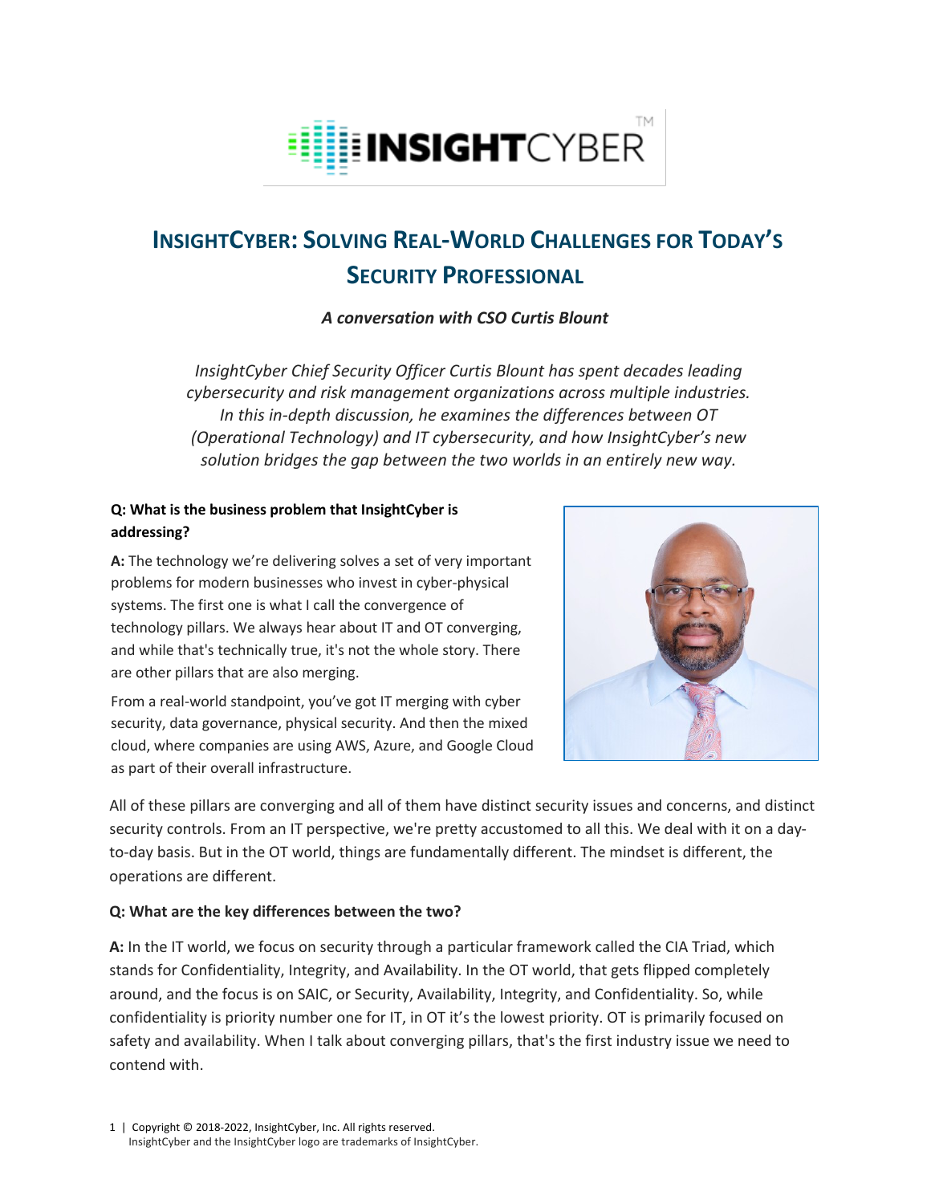# InsightCyber: Solving Real-World Challenges for Today's Security Professional

***A conversation with CSO Curtis Blount***

*InsightCyber Chief Security Officer Curtis Blount has spent decades leading cybersecurity and risk management organizations across multiple industries. In this in-depth discussion, he examines the differences between OT (Operational Technology) and IT cybersecurity, and how InsightCyber's new solution bridges the gap between the two worlds in an entirely new way.*

**Q: What is the business problem that InsightCyber is addressing?**

**A:** The technology we're delivering solves a set of very important problems for modern businesses who invest in cyber-physical systems. The first one is what I call the convergence of technology pillars. We always hear about IT and OT converging, and while that's technically true, it's not the whole story. There are other pillars that are also merging.

From a real-world standpoint, you've got IT merging with cyber security, data governance, physical security. And then the mixed cloud, where companies are using AWS, Azure, and Google Cloud as part of their overall infrastructure.

All of these pillars are converging and all of them have distinct security issues and concerns, and distinct security controls. From an IT perspective, we're pretty accustomed to all this. We deal with it on a day-to-day basis. But in the OT world, things are fundamentally different. The mindset is different, the operations are different.

**Q: What are the key differences between the two?**

**A:** In the IT world, we focus on security through a particular framework called the CIA Triad, which stands for Confidentiality, Integrity, and Availability. In the OT world, that gets flipped completely around, and the focus is on SAIC, or Security, Availability, Integrity, and Confidentiality. So, while confidentiality is priority number one for IT, in OT it's the lowest priority. OT is primarily focused on safety and availability. When I talk about converging pillars, that's the first industry issue we need to contend with.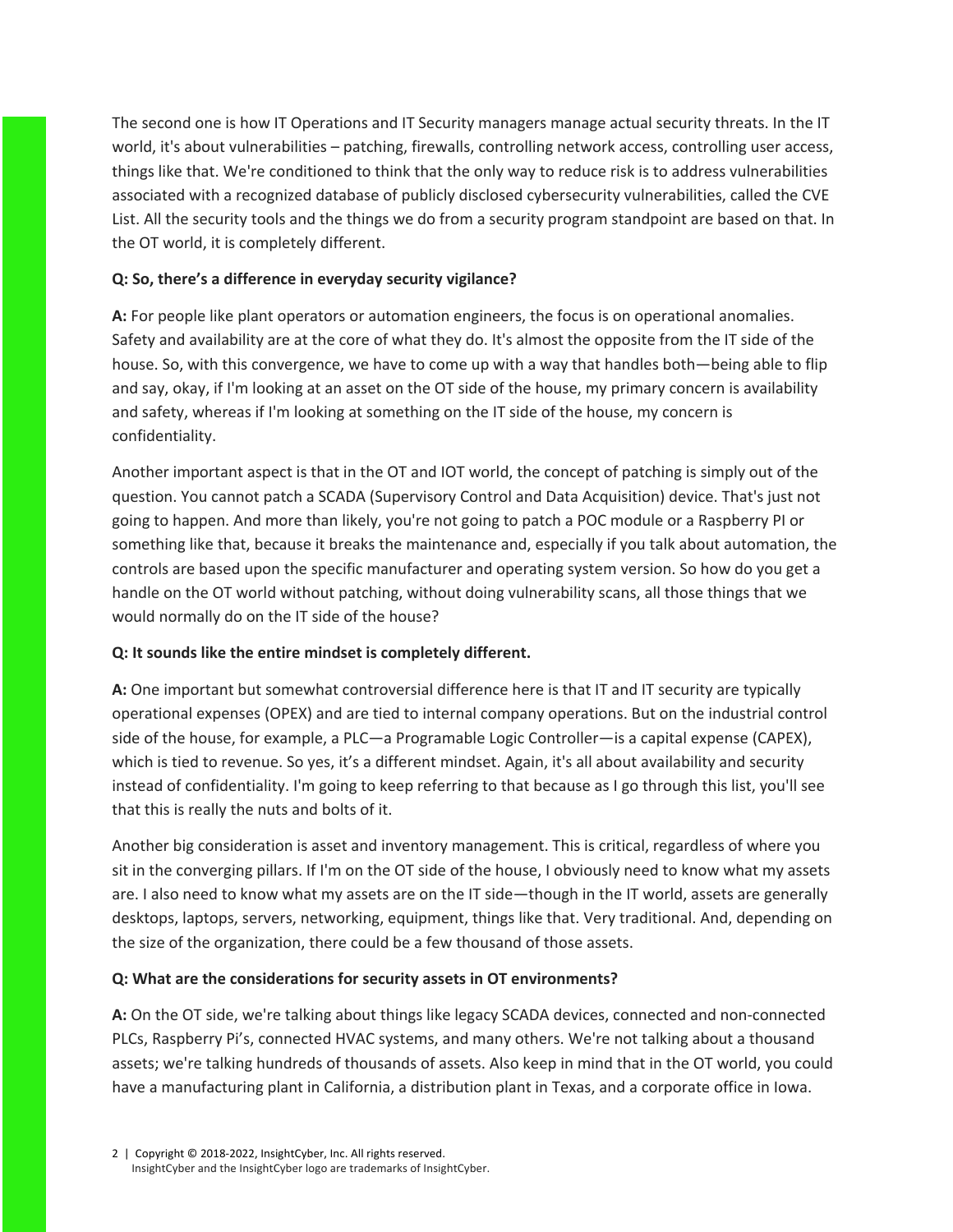The second one is how IT Operations and IT Security managers manage actual security threats. In the IT world, it's about vulnerabilities – patching, firewalls, controlling network access, controlling user access, things like that. We're conditioned to think that the only way to reduce risk is to address vulnerabilities associated with a recognized database of publicly disclosed cybersecurity vulnerabilities, called the CVE List. All the security tools and the things we do from a security program standpoint are based on that. In the OT world, it is completely different.

**Q: So, there's a difference in everyday security vigilance?**

**A:** For people like plant operators or automation engineers, the focus is on operational anomalies. Safety and availability are at the core of what they do. It's almost the opposite from the IT side of the house. So, with this convergence, we have to come up with a way that handles both—being able to flip and say, okay, if I'm looking at an asset on the OT side of the house, my primary concern is availability and safety, whereas if I'm looking at something on the IT side of the house, my concern is confidentiality.

Another important aspect is that in the OT and IOT world, the concept of patching is simply out of the question. You cannot patch a SCADA (Supervisory Control and Data Acquisition) device. That's just not going to happen. And more than likely, you're not going to patch a POC module or a Raspberry PI or something like that, because it breaks the maintenance and, especially if you talk about automation, the controls are based upon the specific manufacturer and operating system version. So how do you get a handle on the OT world without patching, without doing vulnerability scans, all those things that we would normally do on the IT side of the house?

**Q: It sounds like the entire mindset is completely different.**

**A:** One important but somewhat controversial difference here is that IT and IT security are typically operational expenses (OPEX) and are tied to internal company operations. But on the industrial control side of the house, for example, a PLC—a Programable Logic Controller—is a capital expense (CAPEX), which is tied to revenue. So yes, it's a different mindset. Again, it's all about availability and security instead of confidentiality. I'm going to keep referring to that because as I go through this list, you'll see that this is really the nuts and bolts of it.

Another big consideration is asset and inventory management. This is critical, regardless of where you sit in the converging pillars. If I'm on the OT side of the house, I obviously need to know what my assets are. I also need to know what my assets are on the IT side—though in the IT world, assets are generally desktops, laptops, servers, networking, equipment, things like that. Very traditional. And, depending on the size of the organization, there could be a few thousand of those assets.

**Q: What are the considerations for security assets in OT environments?**

**A:** On the OT side, we're talking about things like legacy SCADA devices, connected and non-connected PLCs, Raspberry Pi's, connected HVAC systems, and many others. We're not talking about a thousand assets; we're talking hundreds of thousands of assets. Also keep in mind that in the OT world, you could have a manufacturing plant in California, a distribution plant in Texas, and a corporate office in Iowa.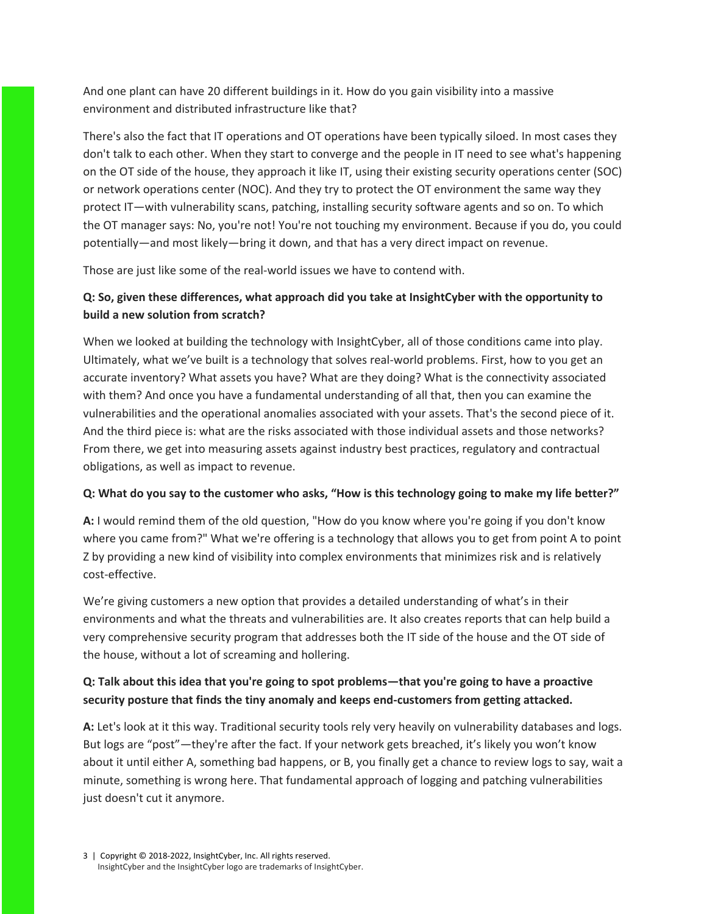And one plant can have 20 different buildings in it. How do you gain visibility into a massive environment and distributed infrastructure like that?

There's also the fact that IT operations and OT operations have been typically siloed. In most cases they don't talk to each other. When they start to converge and the people in IT need to see what's happening on the OT side of the house, they approach it like IT, using their existing security operations center (SOC) or network operations center (NOC). And they try to protect the OT environment the same way they protect IT—with vulnerability scans, patching, installing security software agents and so on. To which the OT manager says: No, you're not! You're not touching my environment. Because if you do, you could potentially—and most likely—bring it down, and that has a very direct impact on revenue.

Those are just like some of the real-world issues we have to contend with.

**Q: So, given these differences, what approach did you take at InsightCyber with the opportunity to build a new solution from scratch?**

When we looked at building the technology with InsightCyber, all of those conditions came into play. Ultimately, what we've built is a technology that solves real-world problems. First, how to you get an accurate inventory? What assets you have? What are they doing? What is the connectivity associated with them? And once you have a fundamental understanding of all that, then you can examine the vulnerabilities and the operational anomalies associated with your assets. That's the second piece of it. And the third piece is: what are the risks associated with those individual assets and those networks? From there, we get into measuring assets against industry best practices, regulatory and contractual obligations, as well as impact to revenue.

**Q: What do you say to the customer who asks, "How is this technology going to make my life better?"**

**A:** I would remind them of the old question, "How do you know where you're going if you don't know where you came from?" What we're offering is a technology that allows you to get from point A to point Z by providing a new kind of visibility into complex environments that minimizes risk and is relatively cost-effective.

We're giving customers a new option that provides a detailed understanding of what's in their environments and what the threats and vulnerabilities are. It also creates reports that can help build a very comprehensive security program that addresses both the IT side of the house and the OT side of the house, without a lot of screaming and hollering.

**Q: Talk about this idea that you're going to spot problems—that you're going to have a proactive security posture that finds the tiny anomaly and keeps end-customers from getting attacked.**

**A:** Let's look at it this way. Traditional security tools rely very heavily on vulnerability databases and logs. But logs are "post"—they're after the fact. If your network gets breached, it's likely you won't know about it until either A, something bad happens, or B, you finally get a chance to review logs to say, wait a minute, something is wrong here. That fundamental approach of logging and patching vulnerabilities just doesn't cut it anymore.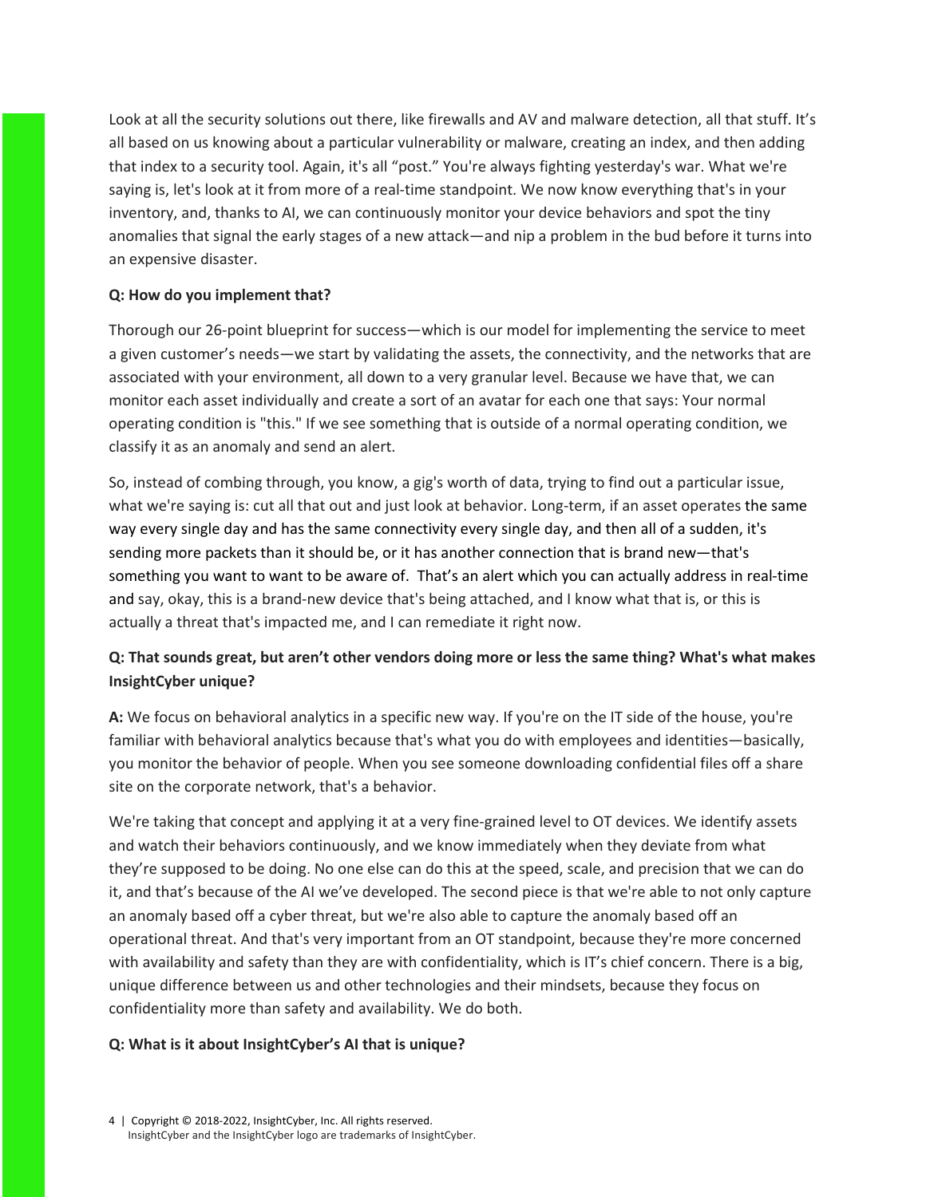Look at all the security solutions out there, like firewalls and AV and malware detection, all that stuff. It's all based on us knowing about a particular vulnerability or malware, creating an index, and then adding that index to a security tool. Again, it's all "post." You're always fighting yesterday's war. What we're saying is, let's look at it from more of a real-time standpoint. We now know everything that's in your inventory, and, thanks to AI, we can continuously monitor your device behaviors and spot the tiny anomalies that signal the early stages of a new attack—and nip a problem in the bud before it turns into an expensive disaster.

**Q: How do you implement that?**

Thorough our 26-point blueprint for success—which is our model for implementing the service to meet a given customer's needs—we start by validating the assets, the connectivity, and the networks that are associated with your environment, all down to a very granular level. Because we have that, we can monitor each asset individually and create a sort of an avatar for each one that says: Your normal operating condition is "this." If we see something that is outside of a normal operating condition, we classify it as an anomaly and send an alert.

So, instead of combing through, you know, a gig's worth of data, trying to find out a particular issue, what we're saying is: cut all that out and just look at behavior. Long-term, if an asset operates the same way every single day and has the same connectivity every single day, and then all of a sudden, it's sending more packets than it should be, or it has another connection that is brand new—that's something you want to want to be aware of. That's an alert which you can actually address in real-time and say, okay, this is a brand-new device that's being attached, and I know what that is, or this is actually a threat that's impacted me, and I can remediate it right now.

**Q: That sounds great, but aren't other vendors doing more or less the same thing? What's what makes InsightCyber unique?**

**A:** We focus on behavioral analytics in a specific new way. If you're on the IT side of the house, you're familiar with behavioral analytics because that's what you do with employees and identities—basically, you monitor the behavior of people. When you see someone downloading confidential files off a share site on the corporate network, that's a behavior.

We're taking that concept and applying it at a very fine-grained level to OT devices. We identify assets and watch their behaviors continuously, and we know immediately when they deviate from what they're supposed to be doing. No one else can do this at the speed, scale, and precision that we can do it, and that's because of the AI we've developed. The second piece is that we're able to not only capture an anomaly based off a cyber threat, but we're also able to capture the anomaly based off an operational threat. And that's very important from an OT standpoint, because they're more concerned with availability and safety than they are with confidentiality, which is IT's chief concern. There is a big, unique difference between us and other technologies and their mindsets, because they focus on confidentiality more than safety and availability. We do both.

**Q: What is it about InsightCyber's AI that is unique?**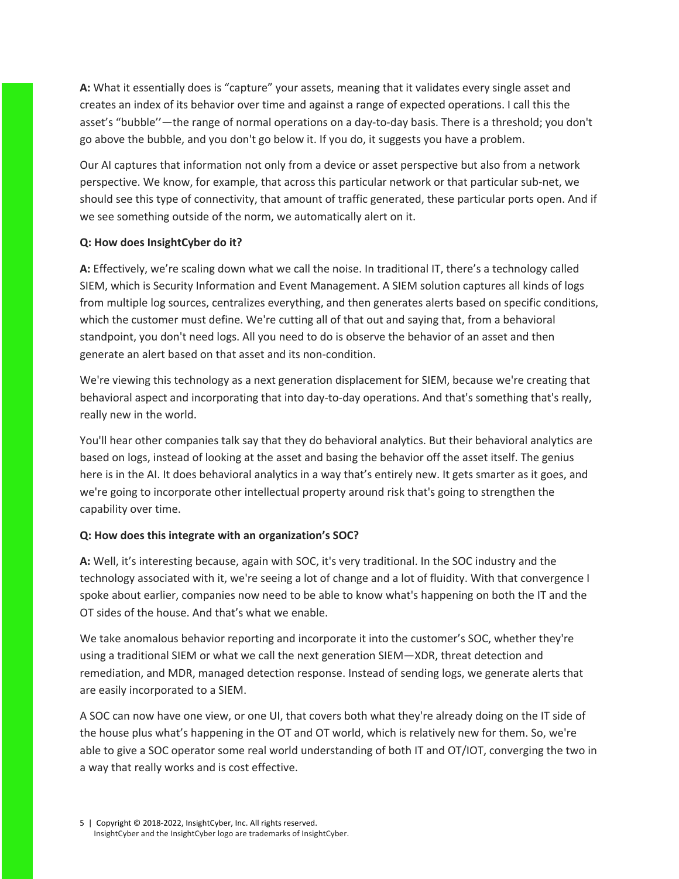**A:** What it essentially does is "capture" your assets, meaning that it validates every single asset and creates an index of its behavior over time and against a range of expected operations. I call this the asset's "bubble''—the range of normal operations on a day-to-day basis. There is a threshold; you don't go above the bubble, and you don't go below it. If you do, it suggests you have a problem.

Our AI captures that information not only from a device or asset perspective but also from a network perspective. We know, for example, that across this particular network or that particular sub-net, we should see this type of connectivity, that amount of traffic generated, these particular ports open. And if we see something outside of the norm, we automatically alert on it.

**Q: How does InsightCyber do it?**

**A:** Effectively, we're scaling down what we call the noise. In traditional IT, there's a technology called SIEM, which is Security Information and Event Management. A SIEM solution captures all kinds of logs from multiple log sources, centralizes everything, and then generates alerts based on specific conditions, which the customer must define. We're cutting all of that out and saying that, from a behavioral standpoint, you don't need logs. All you need to do is observe the behavior of an asset and then generate an alert based on that asset and its non-condition.

We're viewing this technology as a next generation displacement for SIEM, because we're creating that behavioral aspect and incorporating that into day-to-day operations. And that's something that's really, really new in the world.

You'll hear other companies talk say that they do behavioral analytics. But their behavioral analytics are based on logs, instead of looking at the asset and basing the behavior off the asset itself. The genius here is in the AI. It does behavioral analytics in a way that's entirely new. It gets smarter as it goes, and we're going to incorporate other intellectual property around risk that's going to strengthen the capability over time.

**Q: How does this integrate with an organization's SOC?**

**A:** Well, it's interesting because, again with SOC, it's very traditional. In the SOC industry and the technology associated with it, we're seeing a lot of change and a lot of fluidity. With that convergence I spoke about earlier, companies now need to be able to know what's happening on both the IT and the OT sides of the house. And that's what we enable.

We take anomalous behavior reporting and incorporate it into the customer's SOC, whether they're using a traditional SIEM or what we call the next generation SIEM—XDR, threat detection and remediation, and MDR, managed detection response. Instead of sending logs, we generate alerts that are easily incorporated to a SIEM.

A SOC can now have one view, or one UI, that covers both what they're already doing on the IT side of the house plus what's happening in the OT and OT world, which is relatively new for them. So, we're able to give a SOC operator some real world understanding of both IT and OT/IOT, converging the two in a way that really works and is cost effective.

Copyright © 2018-2022, InsightCyber, Inc. All rights reserved.
InsightCyber and the InsightCyber logo are trademarks of InsightCyber.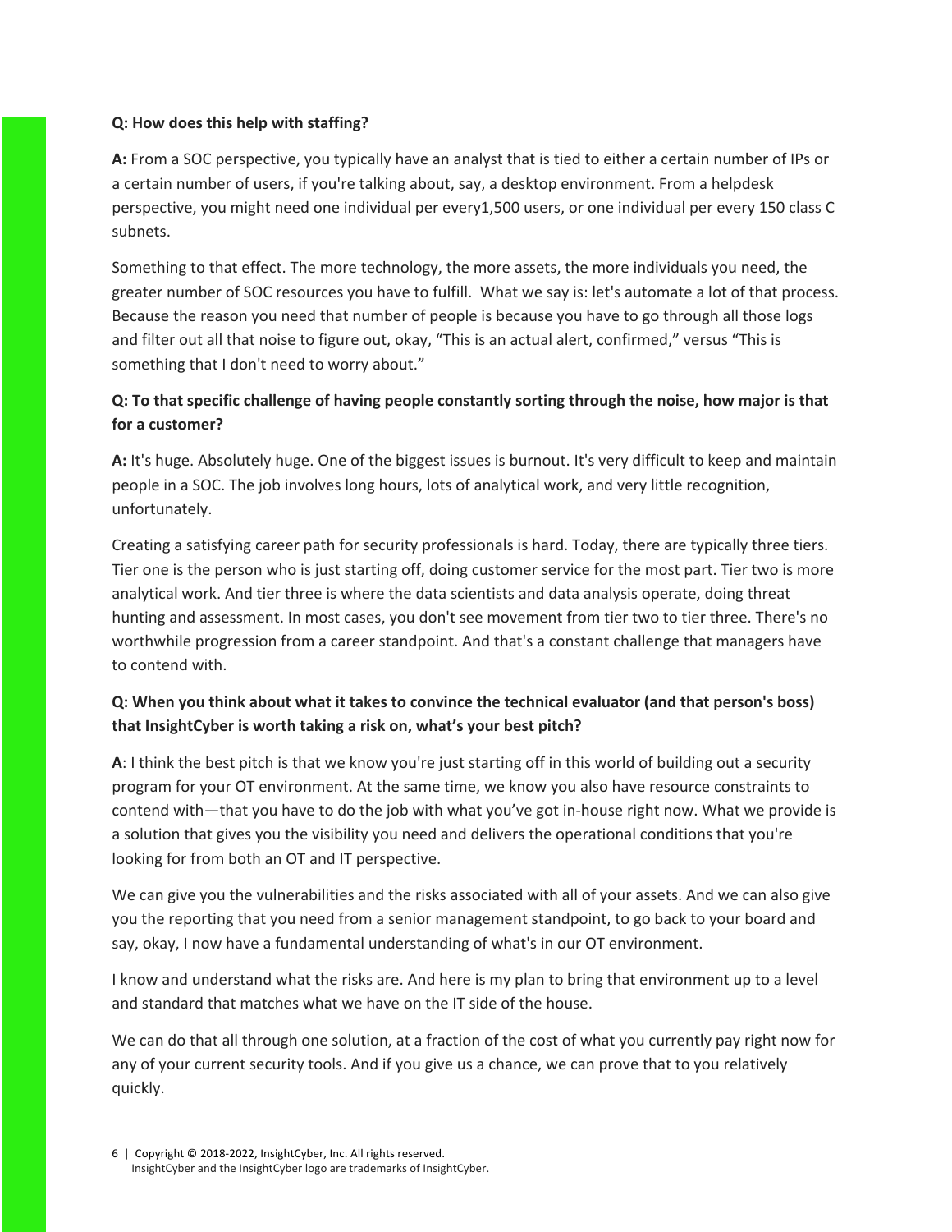**Q: How does this help with staffing?**

**A:** From a SOC perspective, you typically have an analyst that is tied to either a certain number of IPs or a certain number of users, if you're talking about, say, a desktop environment. From a helpdesk perspective, you might need one individual per every1,500 users, or one individual per every 150 class C subnets.

Something to that effect. The more technology, the more assets, the more individuals you need, the greater number of SOC resources you have to fulfill. What we say is: let's automate a lot of that process. Because the reason you need that number of people is because you have to go through all those logs and filter out all that noise to figure out, okay, “This is an actual alert, confirmed,” versus “This is something that I don't need to worry about.”

**Q: To that specific challenge of having people constantly sorting through the noise, how major is that for a customer?**

**A:** It's huge. Absolutely huge. One of the biggest issues is burnout. It's very difficult to keep and maintain people in a SOC. The job involves long hours, lots of analytical work, and very little recognition, unfortunately.

Creating a satisfying career path for security professionals is hard. Today, there are typically three tiers. Tier one is the person who is just starting off, doing customer service for the most part. Tier two is more analytical work. And tier three is where the data scientists and data analysis operate, doing threat hunting and assessment. In most cases, you don't see movement from tier two to tier three. There's no worthwhile progression from a career standpoint. And that's a constant challenge that managers have to contend with.

**Q: When you think about what it takes to convince the technical evaluator (and that person's boss) that InsightCyber is worth taking a risk on, what’s your best pitch?**

**A**: I think the best pitch is that we know you're just starting off in this world of building out a security program for your OT environment. At the same time, we know you also have resource constraints to contend with—that you have to do the job with what you’ve got in-house right now. What we provide is a solution that gives you the visibility you need and delivers the operational conditions that you're looking for from both an OT and IT perspective.

We can give you the vulnerabilities and the risks associated with all of your assets. And we can also give you the reporting that you need from a senior management standpoint, to go back to your board and say, okay, I now have a fundamental understanding of what's in our OT environment.

I know and understand what the risks are. And here is my plan to bring that environment up to a level and standard that matches what we have on the IT side of the house.

We can do that all through one solution, at a fraction of the cost of what you currently pay right now for any of your current security tools. And if you give us a chance, we can prove that to you relatively quickly.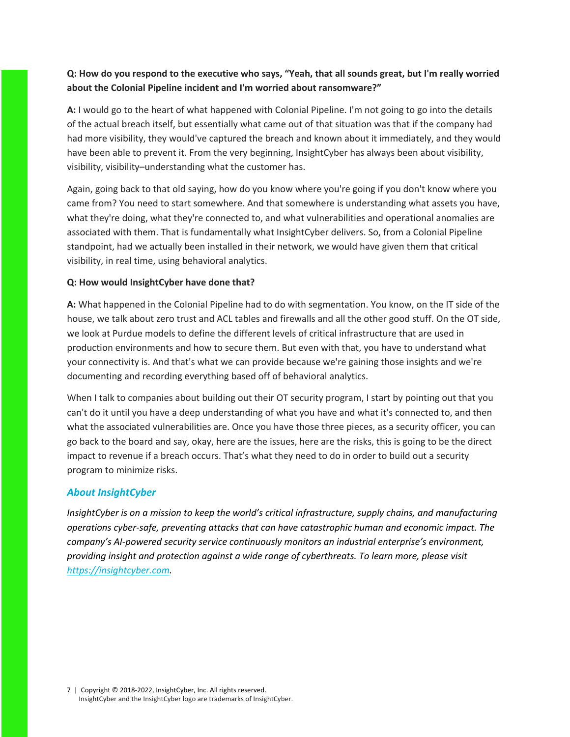**Q: How do you respond to the executive who says, "Yeah, that all sounds great, but I'm really worried about the Colonial Pipeline incident and I'm worried about ransomware?"**

**A:** I would go to the heart of what happened with Colonial Pipeline. I'm not going to go into the details of the actual breach itself, but essentially what came out of that situation was that if the company had had more visibility, they would've captured the breach and known about it immediately, and they would have been able to prevent it. From the very beginning, InsightCyber has always been about visibility, visibility, visibility–understanding what the customer has.

Again, going back to that old saying, how do you know where you're going if you don't know where you came from? You need to start somewhere. And that somewhere is understanding what assets you have, what they're doing, what they're connected to, and what vulnerabilities and operational anomalies are associated with them. That is fundamentally what InsightCyber delivers. So, from a Colonial Pipeline standpoint, had we actually been installed in their network, we would have given them that critical visibility, in real time, using behavioral analytics.

**Q: How would InsightCyber have done that?**

**A:** What happened in the Colonial Pipeline had to do with segmentation. You know, on the IT side of the house, we talk about zero trust and ACL tables and firewalls and all the other good stuff. On the OT side, we look at Purdue models to define the different levels of critical infrastructure that are used in production environments and how to secure them. But even with that, you have to understand what your connectivity is. And that's what we can provide because we're gaining those insights and we're documenting and recording everything based off of behavioral analytics.

When I talk to companies about building out their OT security program, I start by pointing out that you can't do it until you have a deep understanding of what you have and what it's connected to, and then what the associated vulnerabilities are. Once you have those three pieces, as a security officer, you can go back to the board and say, okay, here are the issues, here are the risks, this is going to be the direct impact to revenue if a breach occurs. That's what they need to do in order to build out a security program to minimize risks.

### *About InsightCyber*

*InsightCyber is on a mission to keep the world's critical infrastructure, supply chains, and manufacturing operations cyber-safe, preventing attacks that can have catastrophic human and economic impact. The company's AI-powered security service continuously monitors an industrial enterprise's environment, providing insight and protection against a wide range of cyberthreats. To learn more, please visit [https://insightcyber.com](https://insightcyber.com).*

Copyright © 2018-2022, InsightCyber, Inc. All rights reserved.
InsightCyber and the InsightCyber logo are trademarks of InsightCyber.